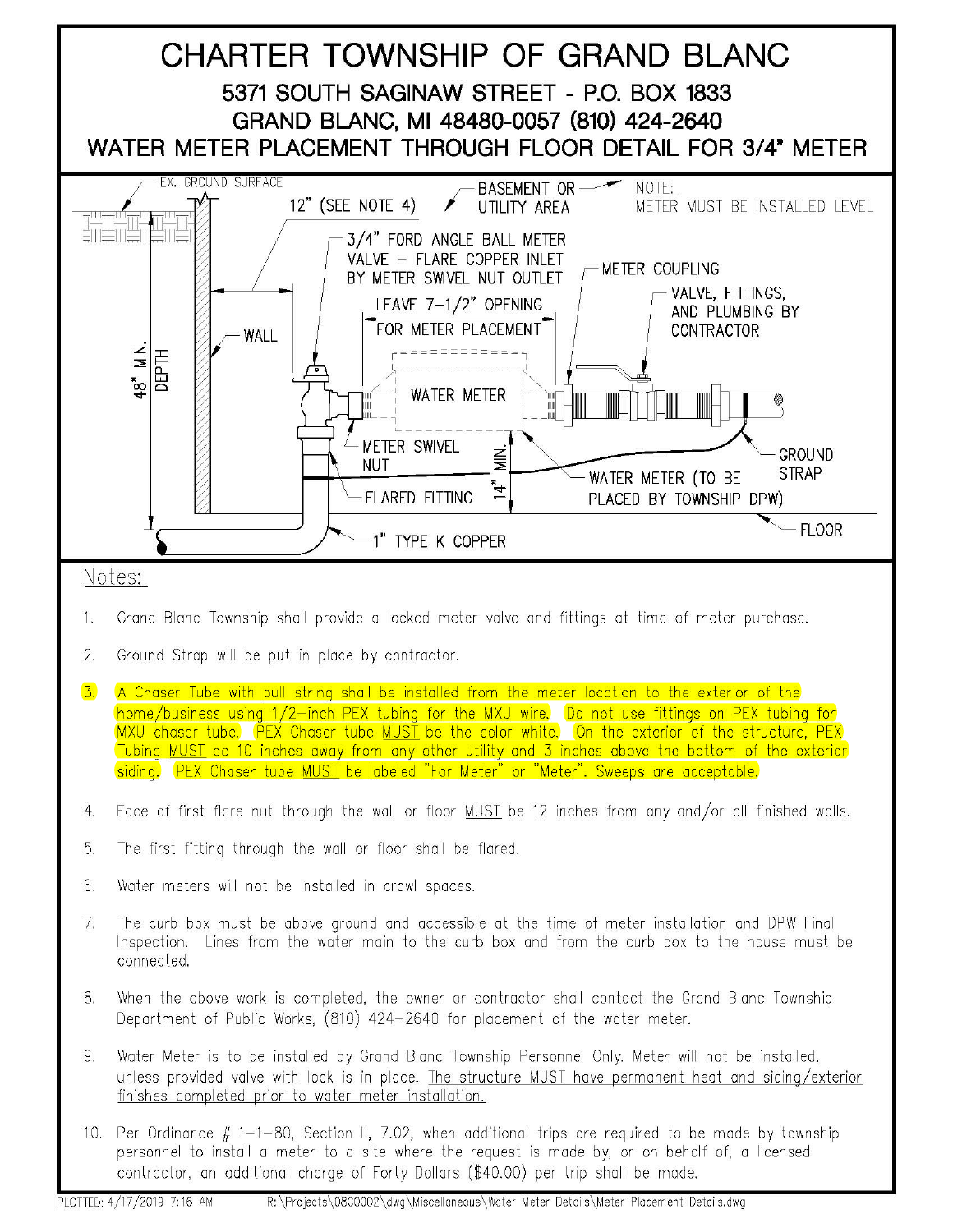# CHARTER TOWNSHIP OF GRAND BLANC

## 5371 SOUTH SAGINAW STREET - P.O. BOX 1833

## GRAND BLANC, MI 48480-0057 (810) 424-2640

## WATER METER PLACEMENT THROUGH FLOOR DETAIL FOR 3/4" METER

EX. GROUND SURFACE

12" (SEE NOTE 4)

BASEMENT OR UTILITY AREA

NOTE: METER MUST BE INSTALLED LEVEL

3/4" FORD ANGLE BALL METER VALVE – FLARE COPPER INLET BY METER SWIVEL NUT OUTLET

METER COUPLING

LEAVE 7-1/2" OPENING FOR METER PLACEMENT

VALVE, FITTINGS, AND PLUMBING BY CONTRACTOR

WALL

48" MIN. DEPTH

WATER METER

METER SWIVEL NUT

14" MIN.

GROUND STRAP

FLARED FITTING

WATER METER (TO BE PLACED BY TOWNSHIP DPW)

FLOOR

1" TYPE K COPPER

Notes:

1. Grand Blanc Township shall provide a locked meter valve and fittings at time of meter purchase.
2. Ground Strap will be put in place by contractor.
3. A Chaser Tube with pull string shall be installed from the meter location to the exterior of the home/business using 1/2-inch PEX tubing for the MXU wire. Do not use fittings on PEX tubing for MXU chaser tube. PEX Chaser tube MUST be the color white. On the exterior of the structure, PEX Tubing MUST be 10 inches away from any other utility and 3 inches above the bottom of the exterior siding. PEX Chaser tube MUST be labeled "For Meter" or "Meter". Sweeps are acceptable.
4. Face of first flare nut through the wall or floor MUST be 12 inches from any and/or all finished walls.
5. The first fitting through the wall or floor shall be flared.
6. Water meters will not be installed in crawl spaces.
7. The curb box must be above ground and accessible at the time of meter installation and DPW Final Inspection. Lines from the water main to the curb box and from the curb box to the house must be connected.
8. When the above work is completed, the owner or contractor shall contact the Grand Blanc Township Department of Public Works, (810) 424-2640 for placement of the water meter.
9. Water Meter is to be installed by Grand Blanc Township Personnel Only. Meter will not be installed, unless provided valve with lock is in place. The structure MUST have permanent heat and siding/exterior finishes completed prior to water meter installation.
10. Per Ordinance # 1-1-80, Section II, 7.02, when additional trips are required to be made by township personnel to install a meter to a site where the request is made by, or on behalf of, a licensed contractor, an additional charge of Forty Dollars ($40.00) per trip shall be made.

PLOTTED: 4/17/2019 7:16 AM R:\Projects\08C0002\dwg\Miscellaneous\Water Meter Details\Meter Placement Details.dwg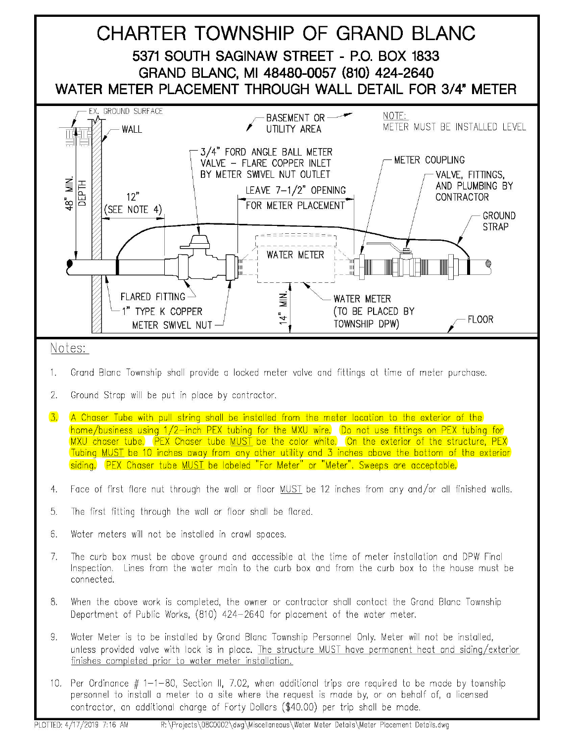# CHARTER TOWNSHIP OF GRAND BLANC

## 5371 SOUTH SAGINAW STREET - P.O. BOX 1833
## GRAND BLANC, MI 48480-0057 (810) 424-2640

## WATER METER PLACEMENT THROUGH WALL DETAIL FOR 3/4" METER

EX. GROUND SURFACE

WALL

BASEMENT OR UTILITY AREA

NOTE: METER MUST BE INSTALLED LEVEL

48" MIN. DEPTH

3/4" FORD ANGLE BALL METER VALVE - FLARE COPPER INLET BY METER SWIVEL NUT OUTLET

METER COUPLING

VALVE, FITTINGS, AND PLUMBING BY CONTRACTOR

12" (SEE NOTE 4)

LEAVE 7-1/2" OPENING FOR METER PLACEMENT

GROUND STRAP

WATER METER

FLARED FITTING

1" TYPE K COPPER

METER SWIVEL NUT

14" MIN.

WATER METER (TO BE PLACED BY TOWNSHIP DPW)

FLOOR

Notes:

1. Grand Blanc Township shall provide a locked meter valve and fittings at time of meter purchase.
2. Ground Strap will be put in place by contractor.
3. A Chaser Tube with pull string shall be installed from the meter location to the exterior of the home/business using 1/2-inch PEX tubing for the MXU wire. Do not use fittings on PEX tubing for MXU chaser tube. PEX Chaser tube MUST be the color white. On the exterior of the structure, PEX Tubing MUST be 10 inches away from any other utility and 3 inches above the bottom of the exterior siding. PEX Chaser tube MUST be labeled "For Meter" or "Meter". Sweeps are acceptable.
4. Face of first flare nut through the wall or floor MUST be 12 inches from any and/or all finished walls.
5. The first fitting through the wall or floor shall be flared.
6. Water meters will not be installed in crawl spaces.
7. The curb box must be above ground and accessible at the time of meter installation and DPW Final Inspection. Lines from the water main to the curb box and from the curb box to the house must be connected.
8. When the above work is completed, the owner or contractor shall contact the Grand Blanc Township Department of Public Works, (810) 424-2640 for placement of the water meter.
9. Water Meter is to be installed by Grand Blanc Township Personnel Only. Meter will not be installed, unless provided valve with lock is in place. The structure MUST have permanent heat and siding/exterior finishes completed prior to water meter installation.
10. Per Ordinance # 1-1-80, Section II, 7.02, when additional trips are required to be made by township personnel to install a meter to a site where the request is made by, or on behalf of, a licensed contractor, an additional charge of Forty Dollars ($40.00) per trip shall be made.

PLOTTED: 4/17/2019 7:16 AM R:\Projects\0BC0002\dwg\Miscellaneous\Water Meter Details\Meter Placement Details.dwg